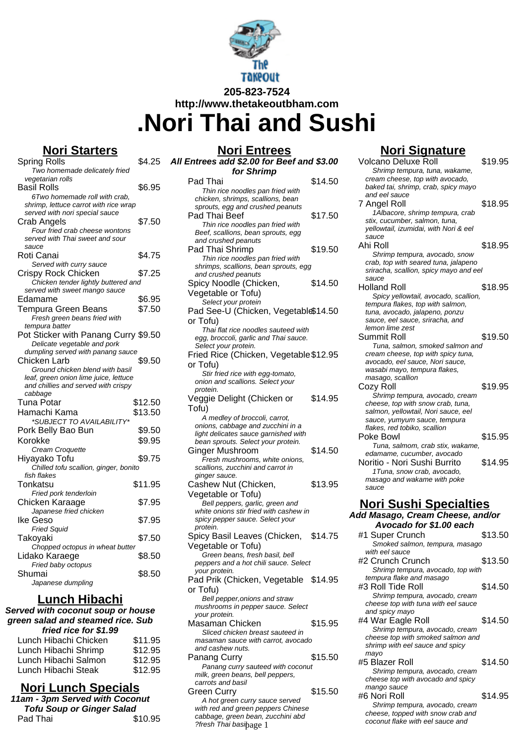205-823-7524

http://www.thetakeoutbham.com

# .Nori Thai and Sushi

## Nori Starters

| Item | Price |
|---|---|
| Spring Rolls<br>*Two homemade delicately fried vegetarian rolls* | $4.25 |
| Basil Rolls<br>*6Two homemade roll with crab, shrimp, lettuce carrot with rice wrap served with nori special sauce* | $6.95 |
| Crab Angels<br>*Four fried crab cheese wontons served with Thai sweet and sour sauce* | $7.50 |
| Roti Canai<br>*Served with curry sauce* | $4.75 |
| Crispy Rock Chicken<br>*Chicken tender lightly buttered and served with sweet mango sauce* | $7.25 |
| Edamame | $6.95 |
| Tempura Green Beans<br>*Fresh green beans fried with tempura batter* | $7.50 |
| Pot Sticker with Panang Curry<br>*Delicate vegetable and pork dumpling served with panang sauce* | $9.50 |
| Chicken Larb<br>*Ground chicken blend with basil leaf, green onion lime juice, lettuce and chillies and served with crispy cabbage* | $9.50 |
| Tuna Potar | $12.50 |
| Hamachi Kama<br>*\*SUBJECT TO AVAILABILITY\** | $13.50 |
| Pork Belly Bao Bun | $9.50 |
| Korokke<br>*Cream Croquette* | $9.95 |
| Hiyayako Tofu<br>*Chilled tofu scallion, ginger, bonito fish flakes* | $9.75 |
| Tonkatsu<br>*Fried pork tenderloin* | $11.95 |
| Chicken Karaage<br>*Japanese fried chicken* | $7.95 |
| Ike Geso<br>*Fried Squid* | $7.95 |
| Takoyaki<br>*Chopped octopus in wheat butter* | $7.50 |
| Lidako Karaege<br>*Fried baby octopus* | $8.50 |
| Shumai<br>*Japanese dumpling* | $8.50 |

## Lunch Hibachi

***Served with coconut soup or house green salad and steamed rice. Sub fried rice for $1.99***

| Item | Price |
|---|---|
| Lunch Hibachi Chicken | $11.95 |
| Lunch Hibachi Shrimp | $12.95 |
| Lunch Hibachi Salmon | $12.95 |
| Lunch Hibachi Steak | $12.95 |

## Nori Lunch Specials

***11am - 3pm Served with Coconut Tofu Soup or Ginger Salad***

| Item | Price |
|---|---|
| Pad Thai | $10.95 |

## Nori Entrees

***All Entrees add $2.00 for Beef and $3.00 for Shrimp***

| Item | Price |
|---|---|
| Pad Thai<br>*Thin rice noodles pan fried with chicken, shrimps, scallions, bean sprouts, egg and crushed peanuts* | $14.50 |
| Pad Thai Beef<br>*Thin rice noodles pan fried with Beef, scallions, bean sprouts, egg and crushed peanuts* | $17.50 |
| Pad Thai Shrimp<br>*Thin rice noodles pan fried with shrimps, scallions, bean sprouts, egg and crushed peanuts* | $19.50 |
| Spicy Noodle (Chicken, Vegetable or Tofu)<br>*Select your protein* | $14.50 |
| Pad See-U (Chicken, Vegetable or Tofu)<br>*Thai flat rice noodles sauteed with egg, broccoli, garlic and Thai sauce. Select your protein.* | $14.50 |
| Fried Rice (Chicken, Vegetable or Tofu)<br>*Stir fried rice with egg-tomato, onion and scallions. Select your protein.* | $12.95 |
| Veggie Delight (Chicken or Tofu)<br>*A medley of broccoli, carrot, onions, cabbage and zucchini in a light delicates sauce garnished with bean sprouts. Select your protein.* | $14.95 |
| Ginger Mushroom<br>*Fresh mushrooms, white onions, scallions, zucchini and carrot in ginger sauce.* | $14.50 |
| Cashew Nut (Chicken, Vegetable or Tofu)<br>*Bell peppers, garlic, green and white onions stir fried with cashew in spicy pepper sauce. Select your protein.* | $13.95 |
| Spicy Basil Leaves (Chicken, Vegetable or Tofu)<br>*Green beans, fresh basil, bell peppers and a hot chili sauce. Select your protein.* | $14.75 |
| Pad Prik (Chicken, Vegetable or Tofu)<br>*Bell pepper,onions and straw mushrooms in pepper sauce. Select your protein.* | $14.95 |
| Masaman Chicken<br>*Sliced chicken breast sauteed in masaman sauce with carrot, avocado and cashew nuts.* | $15.95 |
| Panang Curry<br>*Panang curry sauteed with coconut milk, green beans, bell peppers, carrots and basil* | $15.50 |
| Green Curry<br>*A hot green curry sauce served with red and green peppers Chinese cabbage, green bean, zucchini abd ?fresh Thai basil* | $15.50 |

## Nori Signature

| Item | Price |
|---|---|
| Volcano Deluxe Roll<br>*Shrimp tempura, tuna, wakame, cream cheese, top with avocado, baked tai, shrimp, crab, spicy mayo and eel sauce* | $19.95 |
| 7 Angel Roll<br>*1Albacore, shrimp tempura, crab stix, cucumber, salmon, tuna, yellowtail, izumidai, with Nori & eel sauce* | $18.95 |
| Ahi Roll<br>*Shrimp tempura, avocado, snow crab, top with seared tuna, jalapeno sriracha, scallion, spicy mayo and eel sauce* | $18.95 |
| Holland Roll<br>*Spicy yellowtail, avocado, scallion, tempura flakes, top with salmon, tuna, avocado, jalapeno, ponzu sauce, eel sauce, sriracha, and lemon lime zest* | $18.95 |
| Summit Roll<br>*Tuna, salmon, smoked salmon and cream cheese, top with spicy tuna, avocado, eel sauce, Nori sauce, wasabi mayo, tempura flakes, masago, scallion* | $19.50 |
| Cozy Roll<br>*Shrimp tempura, avocado, cream cheese, top with snow crab, tuna, salmon, yellowtail, Nori sauce, eel sauce, yumyum sauce, tempura flakes, red tobiko, scallion* | $19.95 |
| Poke Bowl<br>*Tuna, salmom, crab stix, wakame, edamame, cucumber, avocado* | $15.95 |
| Noritio - Nori Sushi Burrito<br>*1Tuna, snow crab, avocado, masago and wakame with poke sauce* | $14.95 |

## Nori Sushi Specialties

***Add Masago, Cream Cheese, and/or Avocado for $1.00 each***

| Item | Price |
|---|---|
| #1 Super Crunch<br>*Smoked salmon, tempura, masago with eel sauce* | $13.50 |
| #2 Crunch Crunch<br>*Shrimp tempura, avocado, top with tempura flake and masago* | $13.50 |
| #3 Roll Tide Roll<br>*Shrimp tempura, avocado, cream cheese top with tuna with eel sauce and spicy mayo* | $14.50 |
| #4 War Eagle Roll<br>*Shrimp tempura, avocado, cream cheese top with smoked salmon and shrimp with eel sauce and spicy mayo* | $14.50 |
| #5 Blazer Roll<br>*Shrimp tempura, avocado, cream cheese top with avocado and spicy mango sauce* | $14.50 |
| #6 Nori Roll<br>*Shrimp tempura, avocado, cream cheese, topped with snow crab and coconut flake with eel sauce and* | $14.95 |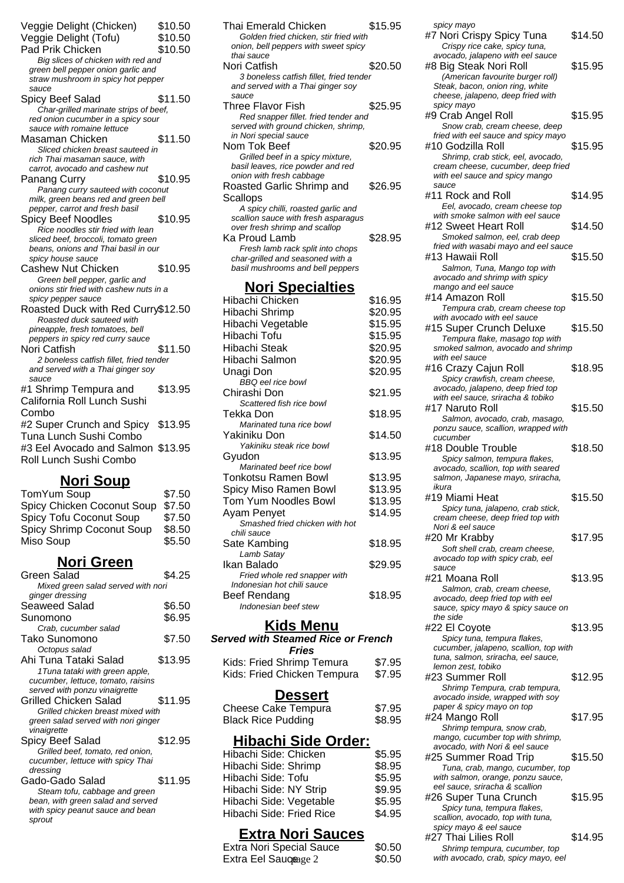Veggie Delight (Chicken) $10.50

Veggie Delight (Tofu) $10.50

Pad Prik Chicken $10.50
*Big slices of chicken with red and green bell pepper onion garlic and straw mushroom in spicy hot pepper sauce*

Spicy Beef Salad $11.50
*Char-grilled marinate strips of beef, red onion cucumber in a spicy sour sauce with romaine lettuce*

Masaman Chicken $11.50
*Sliced chicken breast sauteed in rich Thai masaman sauce, with carrot, avocado and cashew nut*

Panang Curry $10.95
*Panang curry sauteed with coconut milk, green beans red and green bell pepper, carrot and fresh basil*

Spicy Beef Noodles $10.95
*Rice noodles stir fried with lean sliced beef, broccoli, tomato green beans, onions and Thai basil in our spicy house sauce*

Cashew Nut Chicken $10.95
*Green bell pepper, garlic and onions stir fried with cashew nuts in a spicy pepper sauce*

Roasted Duck with Red Curry $12.50
*Roasted duck sauteed with pineapple, fresh tomatoes, bell peppers in spicy red curry sauce*

Nori Catfish $11.50
*2 boneless catfish fillet, fried tender and served with a Thai ginger soy sauce*

#1 Shrimp Tempura and California Roll Lunch Sushi Combo $13.95

#2 Super Crunch and Spicy Tuna Lunch Sushi Combo $13.95

#3 Eel Avocado and Salmon Roll Lunch Sushi Combo $13.95

## Nori Soup

| | |
|---|---|
| TomYum Soup | $7.50 |
| Spicy Chicken Coconut Soup | $7.50 |
| Spicy Tofu Coconut Soup | $7.50 |
| Spicy Shrimp Coconut Soup | $8.50 |
| Miso Soup | $5.50 |

## Nori Green

Green Salad $4.25
*Mixed green salad served with nori ginger dressing*

Seaweed Salad $6.50

Sunomono $6.95
*Crab, cucumber salad*

Tako Sunomono $7.50
*Octopus salad*

Ahi Tuna Tataki Salad $13.95
*1Tuna tataki with green apple, cucumber, lettuce, tomato, raisins served with ponzu vinaigrette*

Grilled Chicken Salad $11.95
*Grilled chicken breast mixed with green salad served with nori ginger vinaigrette*

Spicy Beef Salad $12.95
*Grilled beef, tomato, red onion, cucumber, lettuce with spicy Thai dressing*

Gado-Gado Salad $11.95
*Steam tofu, cabbage and green bean, with green salad and served with spicy peanut sauce and bean sprout*

Thai Emerald Chicken $15.95
*Golden fried chicken, stir fried with onion, bell peppers with sweet spicy thai sauce*

Nori Catfish $20.50
*3 boneless catfish fillet, fried tender and served with a Thai ginger soy sauce*

Three Flavor Fish $25.95
*Red snapper fillet. fried tender and served with ground chicken, shrimp, in Nori special sauce*

Nom Tok Beef $20.95
*Grilled beef in a spicy mixture, basil leaves, rice powder and red onion with fresh cabbage*

Roasted Garlic Shrimp and Scallops $26.95
*A spicy chilli, roasted garlic and scallion sauce with fresh asparagus over fresh shrimp and scallop*

Ka Proud Lamb $28.95
*Fresh lamb rack split into chops char-grilled and seasoned with a basil mushrooms and bell peppers*

## Nori Specialties

Hibachi Chicken $16.95

Hibachi Shrimp $20.95

Hibachi Vegetable $15.95

Hibachi Tofu $15.95

Hibachi Steak $20.95

Hibachi Salmon $20.95

Unagi Don $20.95
*BBQ eel rice bowl*

Chirashi Don $21.95
*Scattered fish rice bowl*

Tekka Don $18.95
*Marinated tuna rice bowl*

Yakiniku Don $14.50
*Yakiniku steak rice bowl*

Gyudon $13.95
*Marinated beef rice bowl*

Tonkotsu Ramen Bowl $13.95

Spicy Miso Ramen Bowl $13.95

Tom Yum Noodles Bowl $13.95

Ayam Penyet $14.95
*Smashed fried chicken with hot chili sauce*

Sate Kambing $18.95
*Lamb Satay*

Ikan Balado $29.95
*Fried whole red snapper with Indonesian hot chili sauce*

Beef Rendang $18.95
*Indonesian beef stew*

## Kids Menu

***Served with Steamed Rice or French Fries***

| | |
|---|---|
| Kids: Fried Shrimp Temura | $7.95 |
| Kids: Fried Chicken Tempura | $7.95 |

## Dessert

| | |
|---|---|
| Cheese Cake Tempura | $7.95 |
| Black Rice Pudding | $8.95 |

## Hibachi Side Order:

| | |
|---|---|
| Hibachi Side: Chicken | $5.95 |
| Hibachi Side: Shrimp | $8.95 |
| Hibachi Side: Tofu | $5.95 |
| Hibachi Side: NY Strip | $9.95 |
| Hibachi Side: Vegetable | $5.95 |
| Hibachi Side: Fried Rice | $4.95 |

## Extra Nori Sauces

| | |
|---|---|
| Extra Nori Special Sauce | $0.50 |
| Extra Eel Sauce | $0.50 |

*spicy mayo*

#7 Nori Crispy Spicy Tuna $14.50
*Crispy rice cake, spicy tuna, avocado, jalapeno with eel sauce*

#8 Big Steak Nori Roll $15.95
*(American favourite burger roll) Steak, bacon, onion ring, white cheese, jalapeno, deep fried with spicy mayo*

#9 Crab Angel Roll $15.95
*Snow crab, cream cheese, deep fried with eel sauce and spicy mayo*

#10 Godzilla Roll $15.95
*Shrimp, crab stick, eel, avocado, cream cheese, cucumber, deep fried with eel sauce and spicy mango sauce*

#11 Rock and Roll $14.95
*Eel, avocado, cream cheese top with smoke salmon with eel sauce*

#12 Sweet Heart Roll $14.50
*Smoked salmon, eel, crab deep fried with wasabi mayo and eel sauce*

#13 Hawaii Roll $15.50
*Salmon, Tuna, Mango top with avocado and shrimp with spicy mango sauce and eel sauce*

#14 Amazon Roll $15.50
*Tempura crab, cream cheese top with avocado with eel sauce*

#15 Super Crunch Deluxe $15.50
*Tempura flake, masago top with smoked salmon, avocado and shrimp with eel sauce*

#16 Crazy Cajun Roll $18.95
*Spicy crawfish, cream cheese, avocado, jalapeno, deep fried top with eel sauce, sriracha & tobiko*

#17 Naruto Roll $15.50
*Salmon, avocado, crab, masago, ponzu sauce, scallion, wrapped with cucumber*

#18 Double Trouble $18.50
*Spicy salmon, tempura flakes, avocado, scallion, top with seared salmon, Japanese mayo, sriracha, ikura*

#19 Miami Heat $15.50
*Spicy tuna, jalapeno, crab stick, cream cheese, deep fried top with Nori & eel sauce*

#20 Mr Krabby $17.95
*Soft shell crab, cream cheese, avocado top with spicy crab, eel sauce*

#21 Moana Roll $13.95
*Salmon, crab, cream cheese, avocado, deep fried top with eel sauce, spicy mayo & spicy sauce on the side*

#22 El Coyote $13.95
*Spicy tuna, tempura flakes, cucumber, jalapeno, scallion, top with tuna, salmon, sriracha, eel sauce, lemon zest, tobiko*

#23 Summer Roll $12.95
*Shrimp Tempura, crab tempura, avocado inside, wrapped with soy paper & spicy mayo on top*

#24 Mango Roll $17.95
*Shrimp tempura, snow crab, mango, cucumber top with shrimp, avocado, with Nori & eel sauce*

#25 Summer Road Trip $15.50
*Tuna, crab, mango, cucumber, top with salmon, orange, ponzu sauce, eel sauce, sriracha & scallion*

#26 Super Tuna Crunch $15.95
*Spicy tuna, tempura flakes, scallion, avocado, top with tuna, spicy mayo & eel sauce*

#27 Thai Lilies Roll $14.95
*Shrimp tempura, cucumber, top with avocado, crab, spicy mayo, eel*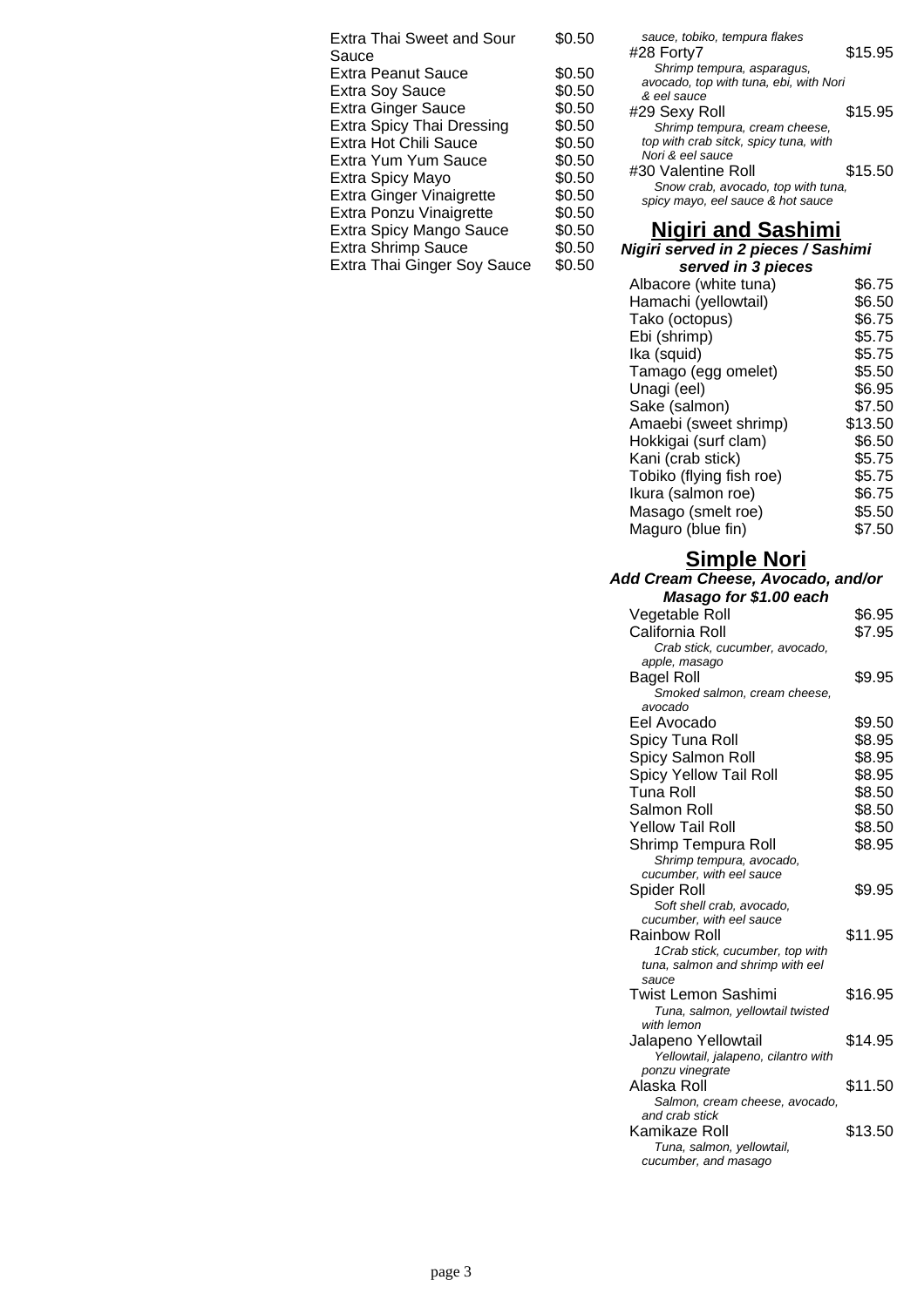| | |
|---|---|
| Extra Thai Sweet and Sour Sauce | $0.50 |
| Extra Peanut Sauce | $0.50 |
| Extra Soy Sauce | $0.50 |
| Extra Ginger Sauce | $0.50 |
| Extra Spicy Thai Dressing | $0.50 |
| Extra Hot Chili Sauce | $0.50 |
| Extra Yum Yum Sauce | $0.50 |
| Extra Spicy Mayo | $0.50 |
| Extra Ginger Vinaigrette | $0.50 |
| Extra Ponzu Vinaigrette | $0.50 |
| Extra Spicy Mango Sauce | $0.50 |
| Extra Shrimp Sauce | $0.50 |
| Extra Thai Ginger Soy Sauce | $0.50 |

*sauce, tobiko, tempura flakes*

#28 Forty7 — $15.95
*Shrimp tempura, asparagus, avocado, top with tuna, ebi, with Nori & eel sauce*

#29 Sexy Roll — $15.95
*Shrimp tempura, cream cheese, top with crab sitck, spicy tuna, with Nori & eel sauce*

#30 Valentine Roll — $15.50
*Snow crab, avocado, top with tuna, spicy mayo, eel sauce & hot sauce*

## Nigiri and Sashimi

***Nigiri served in 2 pieces / Sashimi served in 3 pieces***

| | |
|---|---|
| Albacore (white tuna) | $6.75 |
| Hamachi (yellowtail) | $6.50 |
| Tako (octopus) | $6.75 |
| Ebi (shrimp) | $5.75 |
| Ika (squid) | $5.75 |
| Tamago (egg omelet) | $5.50 |
| Unagi (eel) | $6.95 |
| Sake (salmon) | $7.50 |
| Amaebi (sweet shrimp) | $13.50 |
| Hokkigai (surf clam) | $6.50 |
| Kani (crab stick) | $5.75 |
| Tobiko (flying fish roe) | $5.75 |
| Ikura (salmon roe) | $6.75 |
| Masago (smelt roe) | $5.50 |
| Maguro (blue fin) | $7.50 |

## Simple Nori

***Add Cream Cheese, Avocado, and/or Masago for $1.00 each***

Vegetable Roll — $6.95

California Roll — $7.95
*Crab stick, cucumber, avocado, apple, masago*

Bagel Roll — $9.95
*Smoked salmon, cream cheese, avocado*

Eel Avocado — $9.50

Spicy Tuna Roll — $8.95

Spicy Salmon Roll — $8.95

Spicy Yellow Tail Roll — $8.95

Tuna Roll — $8.50

Salmon Roll — $8.50

Yellow Tail Roll — $8.50

Shrimp Tempura Roll — $8.95
*Shrimp tempura, avocado, cucumber, with eel sauce*

Spider Roll — $9.95
*Soft shell crab, avocado, cucumber, with eel sauce*

Rainbow Roll — $11.95
*1Crab stick, cucumber, top with tuna, salmon and shrimp with eel sauce*

Twist Lemon Sashimi — $16.95
*Tuna, salmon, yellowtail twisted with lemon*

Jalapeno Yellowtail — $14.95
*Yellowtail, jalapeno, cilantro with ponzu vinegrate*

Alaska Roll — $11.50
*Salmon, cream cheese, avocado, and crab stick*

Kamikaze Roll — $13.50
*Tuna, salmon, yellowtail, cucumber, and masago*